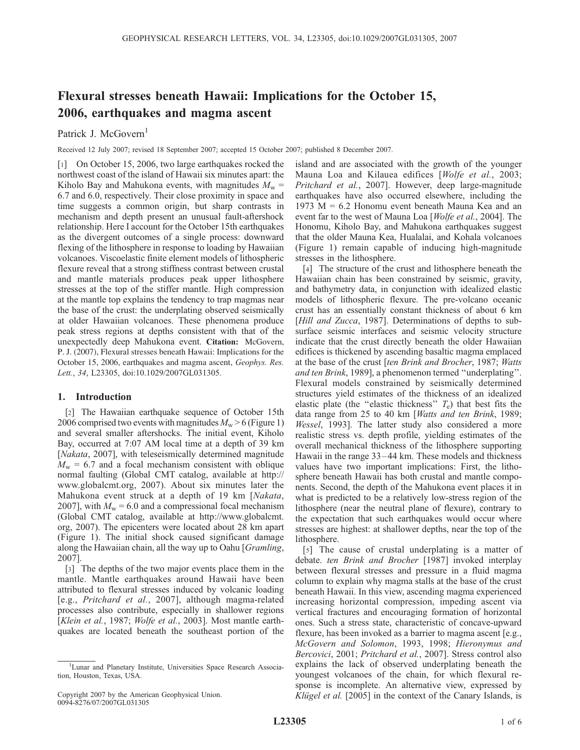# Flexural stresses beneath Hawaii: Implications for the October 15, 2006, earthquakes and magma ascent

Patrick J. McGovern[1]

Received 12 July 2007; revised 18 September 2007; accepted 15 October 2007; published 8 December 2007.

[1] On October 15, 2006, two large earthquakes rocked the northwest coast of the island of Hawaii six minutes apart: the Kiholo Bay and Mahukona events, with magnitudes $M_w$ = 6.7 and 6.0, respectively. Their close proximity in space and time suggests a common origin, but sharp contrasts in mechanism and depth present an unusual fault-aftershock relationship. Here I account for the October 15th earthquakes as the divergent outcomes of a single process: downward flexing of the lithosphere in response to loading by Hawaiian volcanoes. Viscoelastic finite element models of lithospheric flexure reveal that a strong stiffness contrast between crustal and mantle materials produces peak upper lithosphere stresses at the top of the stiffer mantle. High compression at the mantle top explains the tendency to trap magmas near the base of the crust: the underplating observed seismically at older Hawaiian volcanoes. These phenomena produce peak stress regions at depths consistent with that of the unexpectedly deep Mahukona event. **Citation:** McGovern, P. J. (2007), Flexural stresses beneath Hawaii: Implications for the October 15, 2006, earthquakes and magma ascent, *Geophys. Res. Lett.*, *34*, L23305, doi:10.1029/2007GL031305.

## 1. Introduction

[2] The Hawaiian earthquake sequence of October 15th 2006 comprised two events with magnitudes $M_w > 6$ (Figure 1) and several smaller aftershocks. The initial event, Kiholo Bay, occurred at 7:07 AM local time at a depth of 39 km [*Nakata*, 2007], with teleseismically determined magnitude $M_w$ = 6.7 and a focal mechanism consistent with oblique normal faulting (Global CMT catalog, available at http://www.globalcmt.org, 2007). About six minutes later the Mahukona event struck at a depth of 19 km [*Nakata*, 2007], with $M_w$ = 6.0 and a compressional focal mechanism (Global CMT catalog, available at http://www.globalcmt.org, 2007). The epicenters were located about 28 km apart (Figure 1). The initial shock caused significant damage along the Hawaiian chain, all the way up to Oahu [*Gramling*, 2007].

[3] The depths of the two major events place them in the mantle. Mantle earthquakes around Hawaii have been attributed to flexural stresses induced by volcanic loading [e.g., *Pritchard et al.*, 2007], although magma-related processes also contribute, especially in shallower regions [*Klein et al.*, 1987; *Wolfe et al.*, 2003]. Most mantle earthquakes are located beneath the southeast portion of the island and are associated with the growth of the younger Mauna Loa and Kilauea edifices [*Wolfe et al.*, 2003; *Pritchard et al.*, 2007]. However, deep large-magnitude earthquakes have also occurred elsewhere, including the 1973 M = 6.2 Honomu event beneath Mauna Kea and an event far to the west of Mauna Loa [*Wolfe et al.*, 2004]. The Honomu, Kiholo Bay, and Mahukona earthquakes suggest that the older Mauna Kea, Hualalai, and Kohala volcanoes (Figure 1) remain capable of inducing high-magnitude stresses in the lithosphere.

[4] The structure of the crust and lithosphere beneath the Hawaiian chain has been constrained by seismic, gravity, and bathymetry data, in conjunction with idealized elastic models of lithospheric flexure. The pre-volcano oceanic crust has an essentially constant thickness of about 6 km [*Hill and Zucca*, 1987]. Determinations of depths to subsurface seismic interfaces and seismic velocity structure indicate that the crust directly beneath the older Hawaiian edifices is thickened by ascending basaltic magma emplaced at the base of the crust [*ten Brink and Brocher*, 1987; *Watts and ten Brink*, 1989], a phenomenon termed "underplating". Flexural models constrained by seismically determined structures yield estimates of the thickness of an idealized elastic plate (the "elastic thickness" $T_e$) that best fits the data range from 25 to 40 km [*Watts and ten Brink*, 1989; *Wessel*, 1993]. The latter study also considered a more realistic stress vs. depth profile, yielding estimates of the overall mechanical thickness of the lithosphere supporting Hawaii in the range 33–44 km. These models and thickness values have two important implications: First, the lithosphere beneath Hawaii has both crustal and mantle components. Second, the depth of the Mahukona event places it in what is predicted to be a relatively low-stress region of the lithosphere (near the neutral plane of flexure), contrary to the expectation that such earthquakes would occur where stresses are highest: at shallower depths, near the top of the lithosphere.

[5] The cause of crustal underplating is a matter of debate. *ten Brink and Brocher* [1987] invoked interplay between flexural stresses and pressure in a fluid magma column to explain why magma stalls at the base of the crust beneath Hawaii. In this view, ascending magma experienced increasing horizontal compression, impeding ascent via vertical fractures and encouraging formation of horizontal ones. Such a stress state, characteristic of concave-upward flexure, has been invoked as a barrier to magma ascent [e.g., *McGovern and Solomon*, 1993, 1998; *Hieronymus and Bercovici*, 2001; *Pritchard et al.*, 2007]. Stress control also explains the lack of observed underplating beneath the youngest volcanoes of the chain, for which flexural response is incomplete. An alternative view, expressed by *Klügel et al.* [2005] in the context of the Canary Islands, is

[1] Lunar and Planetary Institute, Universities Space Research Association, Houston, Texas, USA.

Copyright 2007 by the American Geophysical Union.
0094-8276/07/2007GL031305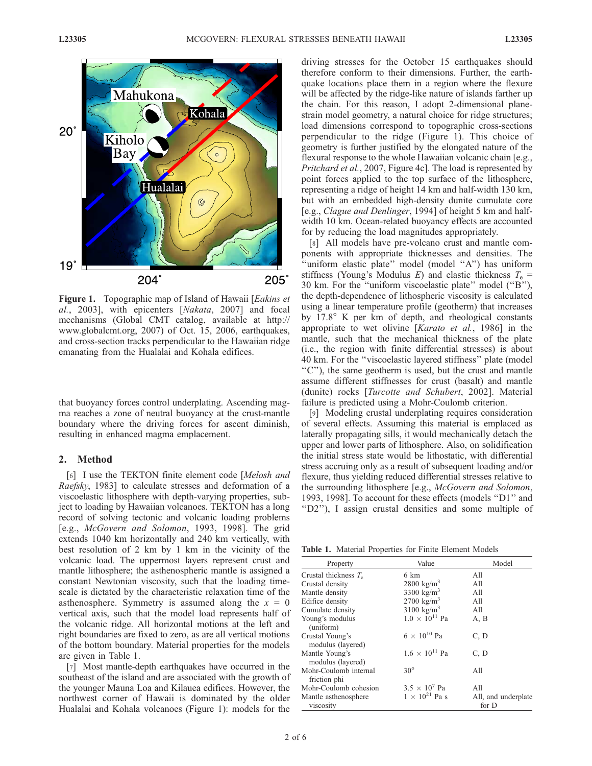Figure 1. Topographic map of Island of Hawaii [*Eakins et al.*, 2003], with epicenters [*Nakata*, 2007] and focal mechanisms (Global CMT catalog, available at http://www.globalcmt.org, 2007) of Oct. 15, 2006, earthquakes, and cross-section tracks perpendicular to the Hawaiian ridge emanating from the Hualalai and Kohala edifices.

that buoyancy forces control underplating. Ascending magma reaches a zone of neutral buoyancy at the crust-mantle boundary where the driving forces for ascent diminish, resulting in enhanced magma emplacement.

## 2. Method

[6] I use the TEKTON finite element code [*Melosh and Raefsky*, 1983] to calculate stresses and deformation of a viscoelastic lithosphere with depth-varying properties, subject to loading by Hawaiian volcanoes. TEKTON has a long record of solving tectonic and volcanic loading problems [e.g., *McGovern and Solomon*, 1993, 1998]. The grid extends 1040 km horizontally and 240 km vertically, with best resolution of 2 km by 1 km in the vicinity of the volcanic load. The uppermost layers represent crust and mantle lithosphere; the asthenospheric mantle is assigned a constant Newtonian viscosity, such that the loading timescale is dictated by the characteristic relaxation time of the asthenosphere. Symmetry is assumed along the $x = 0$ vertical axis, such that the model load represents half of the volcanic ridge. All horizontal motions at the left and right boundaries are fixed to zero, as are all vertical motions of the bottom boundary. Material properties for the models are given in Table 1.

[7] Most mantle-depth earthquakes have occurred in the southeast of the island and are associated with the growth of the younger Mauna Loa and Kilauea edifices. However, the northwest corner of Hawaii is dominated by the older Hualalai and Kohala volcanoes (Figure 1): models for the driving stresses for the October 15 earthquakes should therefore conform to their dimensions. Further, the earthquake locations place them in a region where the flexure will be affected by the ridge-like nature of islands farther up the chain. For this reason, I adopt 2-dimensional plane-strain model geometry, a natural choice for ridge structures; load dimensions correspond to topographic cross-sections perpendicular to the ridge (Figure 1). This choice of geometry is further justified by the elongated nature of the flexural response to the whole Hawaiian volcanic chain [e.g., *Pritchard et al.*, 2007, Figure 4c]. The load is represented by point forces applied to the top surface of the lithosphere, representing a ridge of height 14 km and half-width 130 km, but with an embedded high-density dunite cumulate core [e.g., *Clague and Denlinger*, 1994] of height 5 km and half-width 10 km. Ocean-related buoyancy effects are accounted for by reducing the load magnitudes appropriately.

[8] All models have pre-volcano crust and mantle components with appropriate thicknesses and densities. The "uniform elastic plate" model (model "A") has uniform stiffness (Young's Modulus $E$) and elastic thickness $T_e$ = 30 km. For the "uniform viscoelastic plate" model ("B"), the depth-dependence of lithospheric viscosity is calculated using a linear temperature profile (geotherm) that increases by 17.8° K per km of depth, and rheological constants appropriate to wet olivine [*Karato et al.*, 1986] in the mantle, such that the mechanical thickness of the plate (i.e., the region with finite differential stresses) is about 40 km. For the "viscoelastic layered stiffness" plate (model "C"), the same geotherm is used, but the crust and mantle assume different stiffnesses for crust (basalt) and mantle (dunite) rocks [*Turcotte and Schubert*, 2002]. Material failure is predicted using a Mohr-Coulomb criterion.

[9] Modeling crustal underplating requires consideration of several effects. Assuming this material is emplaced as laterally propagating sills, it would mechanically detach the upper and lower parts of lithosphere. Also, on solidification the initial stress state would be lithostatic, with differential stress accruing only as a result of subsequent loading and/or flexure, thus yielding reduced differential stresses relative to the surrounding lithosphere [e.g., *McGovern and Solomon*, 1993, 1998]. To account for these effects (models "D1" and "D2"), I assign crustal densities and some multiple of

**Table 1.** Material Properties for Finite Element Models

| Property | Value | Model |
|---|---|---|
| Crustal thickness $T_c$ | 6 km | All |
| Crustal density | 2800 kg/m$^3$ | All |
| Mantle density | 3300 kg/m$^3$ | All |
| Edifice density | 2700 kg/m$^3$ | All |
| Cumulate density | 3100 kg/m$^3$ | All |
| Young's modulus (uniform) | $1.0 \times 10^{11}$ Pa | A, B |
| Crustal Young's modulus (layered) | $6 \times 10^{10}$ Pa | C, D |
| Mantle Young's modulus (layered) | $1.6 \times 10^{11}$ Pa | C, D |
| Mohr-Coulomb internal friction phi | 30° | All |
| Mohr-Coulomb cohesion | $3.5 \times 10^7$ Pa | All |
| Mantle asthenosphere viscosity | $1 \times 10^{21}$ Pa s | All, and underplate for D |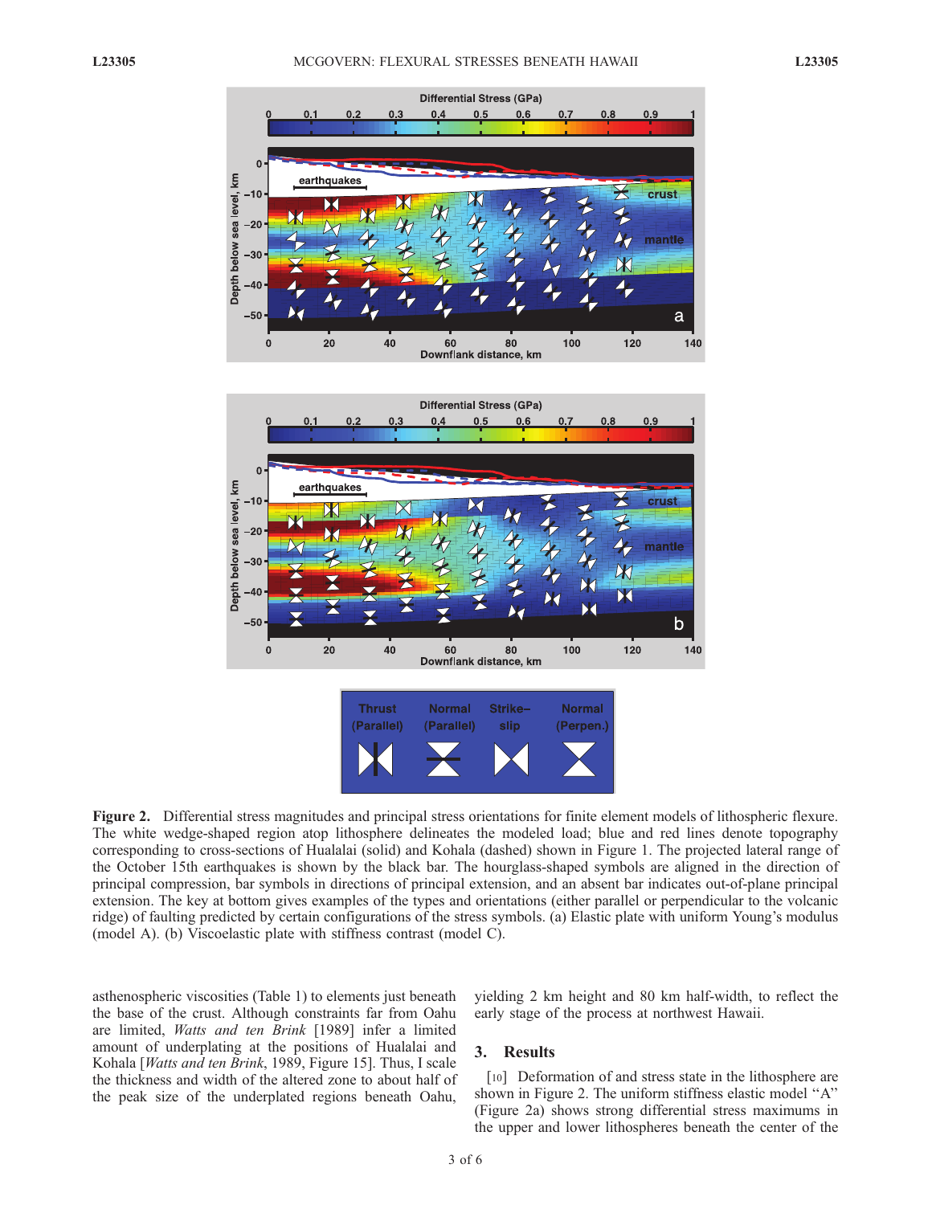**Figure 2.** Differential stress magnitudes and principal stress orientations for finite element models of lithospheric flexure. The white wedge-shaped region atop lithosphere delineates the modeled load; blue and red lines denote topography corresponding to cross-sections of Hualalai (solid) and Kohala (dashed) shown in Figure 1. The projected lateral range of the October 15th earthquakes is shown by the black bar. The hourglass-shaped symbols are aligned in the direction of principal compression, bar symbols in directions of principal extension, and an absent bar indicates out-of-plane principal extension. The key at bottom gives examples of the types and orientations (either parallel or perpendicular to the volcanic ridge) of faulting predicted by certain configurations of the stress symbols. (a) Elastic plate with uniform Young's modulus (model A). (b) Viscoelastic plate with stiffness contrast (model C).

asthenospheric viscosities (Table 1) to elements just beneath the base of the crust. Although constraints far from Oahu are limited, *Watts and ten Brink* [1989] infer a limited amount of underplating at the positions of Hualalai and Kohala [*Watts and ten Brink*, 1989, Figure 15]. Thus, I scale the thickness and width of the altered zone to about half of the peak size of the underplated regions beneath Oahu, yielding 2 km height and 80 km half-width, to reflect the early stage of the process at northwest Hawaii.

## 3. Results

[10] Deformation of and stress state in the lithosphere are shown in Figure 2. The uniform stiffness elastic model "A" (Figure 2a) shows strong differential stress maximums in the upper and lower lithospheres beneath the center of the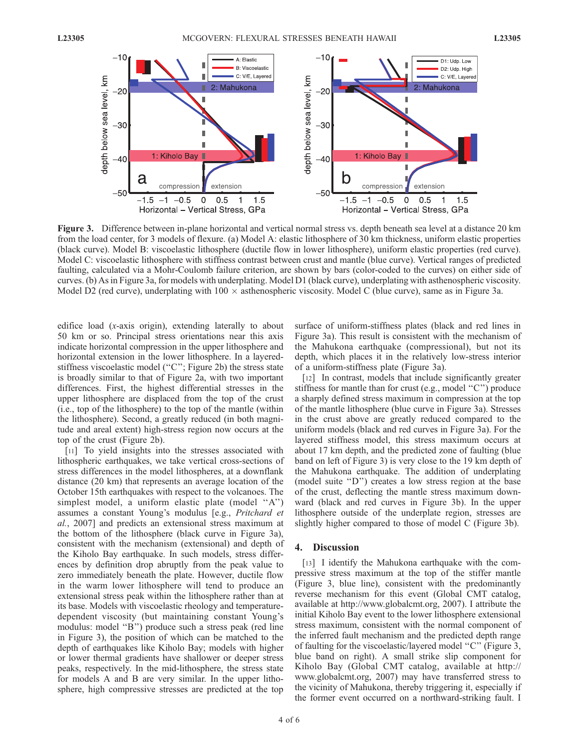**Figure 3.** Difference between in-plane horizontal and vertical normal stress vs. depth beneath sea level at a distance 20 km from the load center, for 3 models of flexure. (a) Model A: elastic lithosphere of 30 km thickness, uniform elastic properties (black curve). Model B: viscoelastic lithosphere (ductile flow in lower lithosphere), uniform elastic properties (red curve). Model C: viscoelastic lithosphere with stiffness contrast between crust and mantle (blue curve). Vertical ranges of predicted faulting, calculated via a Mohr-Coulomb failure criterion, are shown by bars (color-coded to the curves) on either side of curves. (b) As in Figure 3a, for models with underplating. Model D1 (black curve), underplating with asthenospheric viscosity. Model D2 (red curve), underplating with 100 × asthenospheric viscosity. Model C (blue curve), same as in Figure 3a.

edifice load (*x*-axis origin), extending laterally to about 50 km or so. Principal stress orientations near this axis indicate horizontal compression in the upper lithosphere and horizontal extension in the lower lithosphere. In a layered-stiffness viscoelastic model ("C"; Figure 2b) the stress state is broadly similar to that of Figure 2a, with two important differences. First, the highest differential stresses in the upper lithosphere are displaced from the top of the crust (i.e., top of the lithosphere) to the top of the mantle (within the lithosphere). Second, a greatly reduced (in both magnitude and areal extent) high-stress region now occurs at the top of the crust (Figure 2b).

[11] To yield insights into the stresses associated with lithospheric earthquakes, we take vertical cross-sections of stress differences in the model lithospheres, at a downflank distance (20 km) that represents an average location of the October 15th earthquakes with respect to the volcanoes. The simplest model, a uniform elastic plate (model "A") assumes a constant Young's modulus [e.g., *Pritchard et al.*, 2007] and predicts an extensional stress maximum at the bottom of the lithosphere (black curve in Figure 3a), consistent with the mechanism (extensional) and depth of the Kiholo Bay earthquake. In such models, stress differences by definition drop abruptly from the peak value to zero immediately beneath the plate. However, ductile flow in the warm lower lithosphere will tend to produce an extensional stress peak within the lithosphere rather than at its base. Models with viscoelastic rheology and temperature-dependent viscosity (but maintaining constant Young's modulus: model "B") produce such a stress peak (red line in Figure 3), the position of which can be matched to the depth of earthquakes like Kiholo Bay; models with higher or lower thermal gradients have shallower or deeper stress peaks, respectively. In the mid-lithosphere, the stress state for models A and B are very similar. In the upper lithosphere, high compressive stresses are predicted at the top surface of uniform-stiffness plates (black and red lines in Figure 3a). This result is consistent with the mechanism of the Mahukona earthquake (compressional), but not its depth, which places it in the relatively low-stress interior of a uniform-stiffness plate (Figure 3a).

[12] In contrast, models that include significantly greater stiffness for mantle than for crust (e.g., model "C") produce a sharply defined stress maximum in compression at the top of the mantle lithosphere (blue curve in Figure 3a). Stresses in the crust above are greatly reduced compared to the uniform models (black and red curves in Figure 3a). For the layered stiffness model, this stress maximum occurs at about 17 km depth, and the predicted zone of faulting (blue band on left of Figure 3) is very close to the 19 km depth of the Mahukona earthquake. The addition of underplating (model suite "D") creates a low stress region at the base of the crust, deflecting the mantle stress maximum downward (black and red curves in Figure 3b). In the upper lithosphere outside of the underplate region, stresses are slightly higher compared to those of model C (Figure 3b).

## 4. Discussion

[13] I identify the Mahukona earthquake with the compressive stress maximum at the top of the stiffer mantle (Figure 3, blue line), consistent with the predominantly reverse mechanism for this event (Global CMT catalog, available at http://www.globalcmt.org, 2007). I attribute the initial Kiholo Bay event to the lower lithosphere extensional stress maximum, consistent with the normal component of the inferred fault mechanism and the predicted depth range of faulting for the viscoelastic/layered model "C" (Figure 3, blue band on right). A small strike slip component for Kiholo Bay (Global CMT catalog, available at http://www.globalcmt.org, 2007) may have transferred stress to the vicinity of Mahukona, thereby triggering it, especially if the former event occurred on a northward-striking fault. I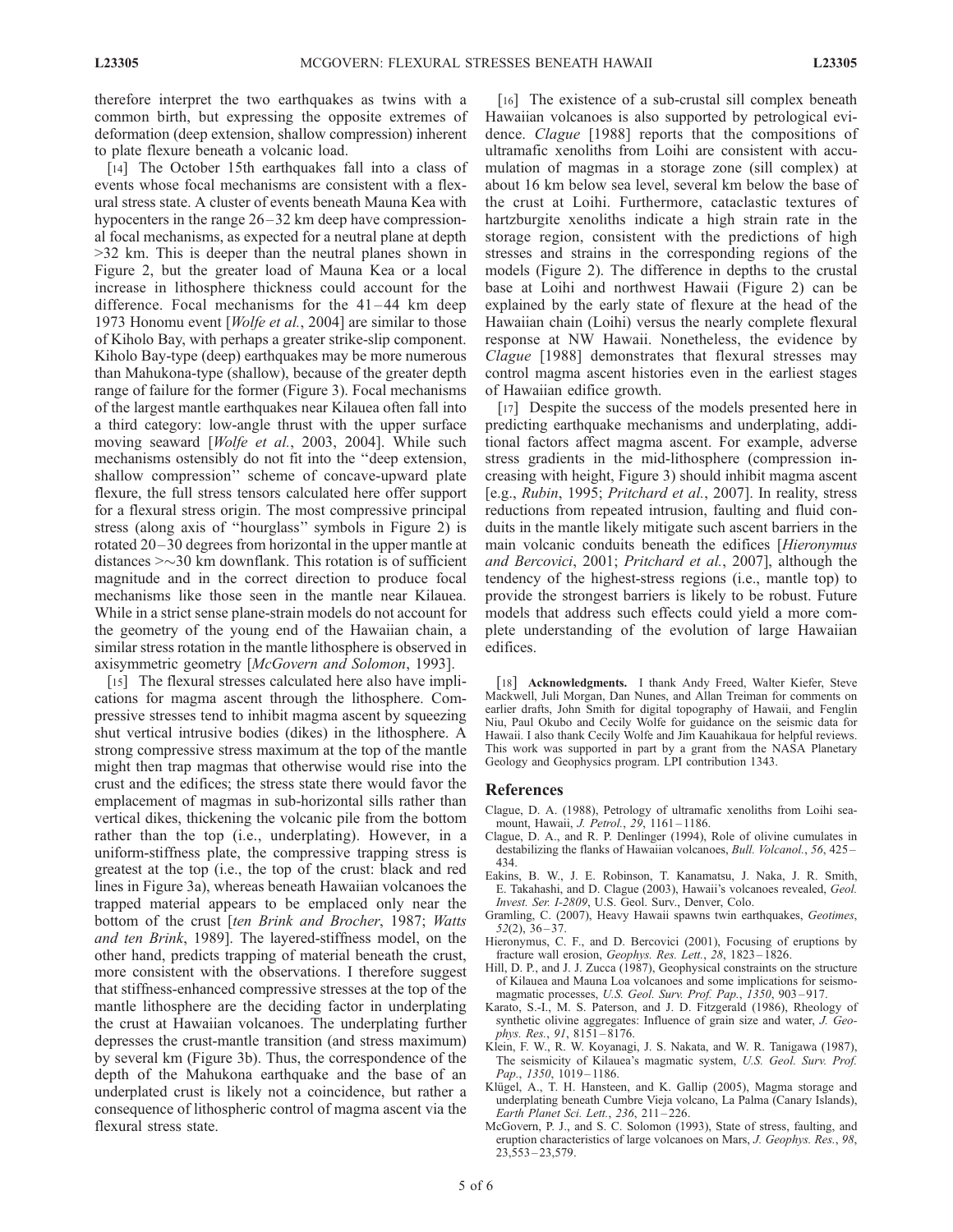therefore interpret the two earthquakes as twins with a common birth, but expressing the opposite extremes of deformation (deep extension, shallow compression) inherent to plate flexure beneath a volcanic load.

[14] The October 15th earthquakes fall into a class of events whose focal mechanisms are consistent with a flexural stress state. A cluster of events beneath Mauna Kea with hypocenters in the range 26–32 km deep have compressional focal mechanisms, as expected for a neutral plane at depth >32 km. This is deeper than the neutral planes shown in Figure 2, but the greater load of Mauna Kea or a local increase in lithosphere thickness could account for the difference. Focal mechanisms for the 41–44 km deep 1973 Honomu event [*Wolfe et al.*, 2004] are similar to those of Kiholo Bay, with perhaps a greater strike-slip component. Kiholo Bay-type (deep) earthquakes may be more numerous than Mahukona-type (shallow), because of the greater depth range of failure for the former (Figure 3). Focal mechanisms of the largest mantle earthquakes near Kilauea often fall into a third category: low-angle thrust with the upper surface moving seaward [*Wolfe et al.*, 2003, 2004]. While such mechanisms ostensibly do not fit into the "deep extension, shallow compression" scheme of concave-upward plate flexure, the full stress tensors calculated here offer support for a flexural stress origin. The most compressive principal stress (along axis of "hourglass" symbols in Figure 2) is rotated 20–30 degrees from horizontal in the upper mantle at distances >~30 km downflank. This rotation is of sufficient magnitude and in the correct direction to produce focal mechanisms like those seen in the mantle near Kilauea. While in a strict sense plane-strain models do not account for the geometry of the young end of the Hawaiian chain, a similar stress rotation in the mantle lithosphere is observed in axisymmetric geometry [*McGovern and Solomon*, 1993].

[15] The flexural stresses calculated here also have implications for magma ascent through the lithosphere. Compressive stresses tend to inhibit magma ascent by squeezing shut vertical intrusive bodies (dikes) in the lithosphere. A strong compressive stress maximum at the top of the mantle might then trap magmas that otherwise would rise into the crust and the edifices; the stress state there would favor the emplacement of magmas in sub-horizontal sills rather than vertical dikes, thickening the volcanic pile from the bottom rather than the top (i.e., underplating). However, in a uniform-stiffness plate, the compressive trapping stress is greatest at the top (i.e., the top of the crust: black and red lines in Figure 3a), whereas beneath Hawaiian volcanoes the trapped material appears to be emplaced only near the bottom of the crust [*ten Brink and Brocher*, 1987; *Watts and ten Brink*, 1989]. The layered-stiffness model, on the other hand, predicts trapping of material beneath the crust, more consistent with the observations. I therefore suggest that stiffness-enhanced compressive stresses at the top of the mantle lithosphere are the deciding factor in underplating the crust at Hawaiian volcanoes. The underplating further depresses the crust-mantle transition (and stress maximum) by several km (Figure 3b). Thus, the correspondence of the depth of the Mahukona earthquake and the base of an underplated crust is likely not a coincidence, but rather a consequence of lithospheric control of magma ascent via the flexural stress state.

[16] The existence of a sub-crustal sill complex beneath Hawaiian volcanoes is also supported by petrological evidence. *Clague* [1988] reports that the compositions of ultramafic xenoliths from Loihi are consistent with accumulation of magmas in a storage zone (sill complex) at about 16 km below sea level, several km below the base of the crust at Loihi. Furthermore, cataclastic textures of hartzburgite xenoliths indicate a high strain rate in the storage region, consistent with the predictions of high stresses and strains in the corresponding regions of the models (Figure 2). The difference in depths to the crustal base at Loihi and northwest Hawaii (Figure 2) can be explained by the early state of flexure at the head of the Hawaiian chain (Loihi) versus the nearly complete flexural response at NW Hawaii. Nonetheless, the evidence by *Clague* [1988] demonstrates that flexural stresses may control magma ascent histories even in the earliest stages of Hawaiian edifice growth.

[17] Despite the success of the models presented here in predicting earthquake mechanisms and underplating, additional factors affect magma ascent. For example, adverse stress gradients in the mid-lithosphere (compression increasing with height, Figure 3) should inhibit magma ascent [e.g., *Rubin*, 1995; *Pritchard et al.*, 2007]. In reality, stress reductions from repeated intrusion, faulting and fluid conduits in the mantle likely mitigate such ascent barriers in the main volcanic conduits beneath the edifices [*Hieronymus and Bercovici*, 2001; *Pritchard et al.*, 2007], although the tendency of the highest-stress regions (i.e., mantle top) to provide the strongest barriers is likely to be robust. Future models that address such effects could yield a more complete understanding of the evolution of large Hawaiian edifices.

[18] **Acknowledgments.** I thank Andy Freed, Walter Kiefer, Steve Mackwell, Juli Morgan, Dan Nunes, and Allan Treiman for comments on earlier drafts, John Smith for digital topography of Hawaii, and Fenglin Niu, Paul Okubo and Cecily Wolfe for guidance on the seismic data for Hawaii. I also thank Cecily Wolfe and Jim Kauahikaua for helpful reviews. This work was supported in part by a grant from the NASA Planetary Geology and Geophysics program. LPI contribution 1343.

## References

Clague, D. A. (1988), Petrology of ultramafic xenoliths from Loihi seamount, Hawaii, *J. Petrol.*, *29*, 1161–1186.

Clague, D. A., and R. P. Denlinger (1994), Role of olivine cumulates in destabilizing the flanks of Hawaiian volcanoes, *Bull. Volcanol.*, *56*, 425–434.

Eakins, B. W., J. E. Robinson, T. Kanamatsu, J. Naka, J. R. Smith, E. Takahashi, and D. Clague (2003), Hawaii's volcanoes revealed, *Geol. Invest. Ser. I-2809*, U.S. Geol. Surv., Denver, Colo.

Gramling, C. (2007), Heavy Hawaii spawns twin earthquakes, *Geotimes*, *52*(2), 36–37.

Hieronymus, C. F., and D. Bercovici (2001), Focusing of eruptions by fracture wall erosion, *Geophys. Res. Lett.*, *28*, 1823–1826.

Hill, D. P., and J. J. Zucca (1987), Geophysical constraints on the structure of Kilauea and Mauna Loa volcanoes and some implications for seismomagmatic processes, *U.S. Geol. Surv. Prof. Pap.*, *1350*, 903–917.

Karato, S.-I., M. S. Paterson, and J. D. Fitzgerald (1986), Rheology of synthetic olivine aggregates: Influence of grain size and water, *J. Geophys. Res.*, *91*, 8151–8176.

Klein, F. W., R. W. Koyanagi, J. S. Nakata, and W. R. Tanigawa (1987), The seismicity of Kilauea's magmatic system, *U.S. Geol. Surv. Prof. Pap.*, *1350*, 1019–1186.

Klügel, A., T. H. Hansteen, and K. Gallip (2005), Magma storage and underplating beneath Cumbre Vieja volcano, La Palma (Canary Islands), *Earth Planet Sci. Lett.*, *236*, 211–226.

McGovern, P. J., and S. C. Solomon (1993), State of stress, faulting, and eruption characteristics of large volcanoes on Mars, *J. Geophys. Res.*, *98*, 23,553–23,579.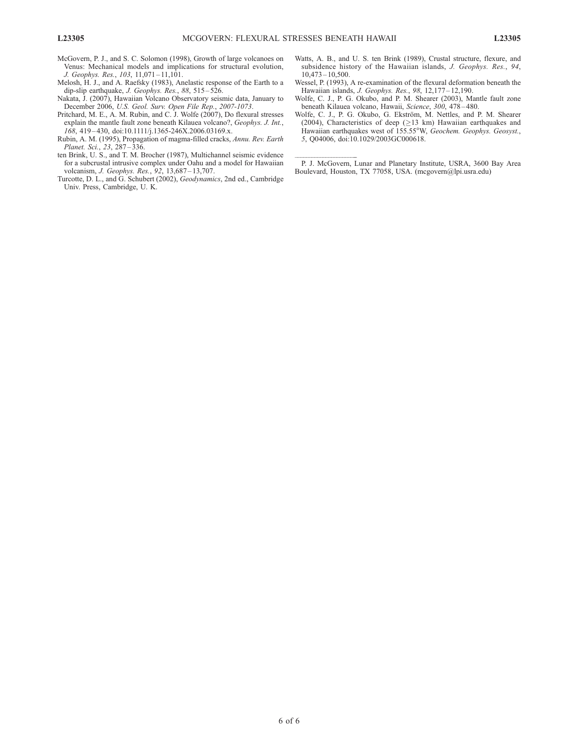McGovern, P. J., and S. C. Solomon (1998), Growth of large volcanoes on Venus: Mechanical models and implications for structural evolution, *J. Geophys. Res.*, *103*, 11,071–11,101.

Melosh, H. J., and A. Raefsky (1983), Anelastic response of the Earth to a dip-slip earthquake, *J. Geophys. Res.*, *88*, 515–526.

Nakata, J. (2007), Hawaiian Volcano Observatory seismic data, January to December 2006, *U.S. Geol. Surv. Open File Rep.*, *2007-1073*.

Pritchard, M. E., A. M. Rubin, and C. J. Wolfe (2007), Do flexural stresses explain the mantle fault zone beneath Kilauea volcano?, *Geophys. J. Int.*, *168*, 419–430, doi:10.1111/j.1365-246X.2006.03169.x.

Rubin, A. M. (1995), Propagation of magma-filled cracks, *Annu. Rev. Earth Planet. Sci.*, *23*, 287–336.

ten Brink, U. S., and T. M. Brocher (1987), Multichannel seismic evidence for a subcrustal intrusive complex under Oahu and a model for Hawaiian volcanism, *J. Geophys. Res.*, *92*, 13,687–13,707.

Turcotte, D. L., and G. Schubert (2002), *Geodynamics*, 2nd ed., Cambridge Univ. Press, Cambridge, U. K.

Watts, A. B., and U. S. ten Brink (1989), Crustal structure, flexure, and subsidence history of the Hawaiian islands, *J. Geophys. Res.*, *94*, 10,473–10,500.

Wessel, P. (1993), A re-examination of the flexural deformation beneath the Hawaiian islands, *J. Geophys. Res.*, *98*, 12,177–12,190.

Wolfe, C. J., P. G. Okubo, and P. M. Shearer (2003), Mantle fault zone beneath Kilauea volcano, Hawaii, *Science*, *300*, 478–480.

Wolfe, C. J., P. G. Okubo, G. Ekström, M. Nettles, and P. M. Shearer (2004), Characteristics of deep ($\geq$13 km) Hawaiian earthquakes and Hawaiian earthquakes west of 155.55°W, *Geochem. Geophys. Geosyst.*, *5*, Q04006, doi:10.1029/2003GC000618.

---

P. J. McGovern, Lunar and Planetary Institute, USRA, 3600 Bay Area Boulevard, Houston, TX 77058, USA. (mcgovern@lpi.usra.edu)